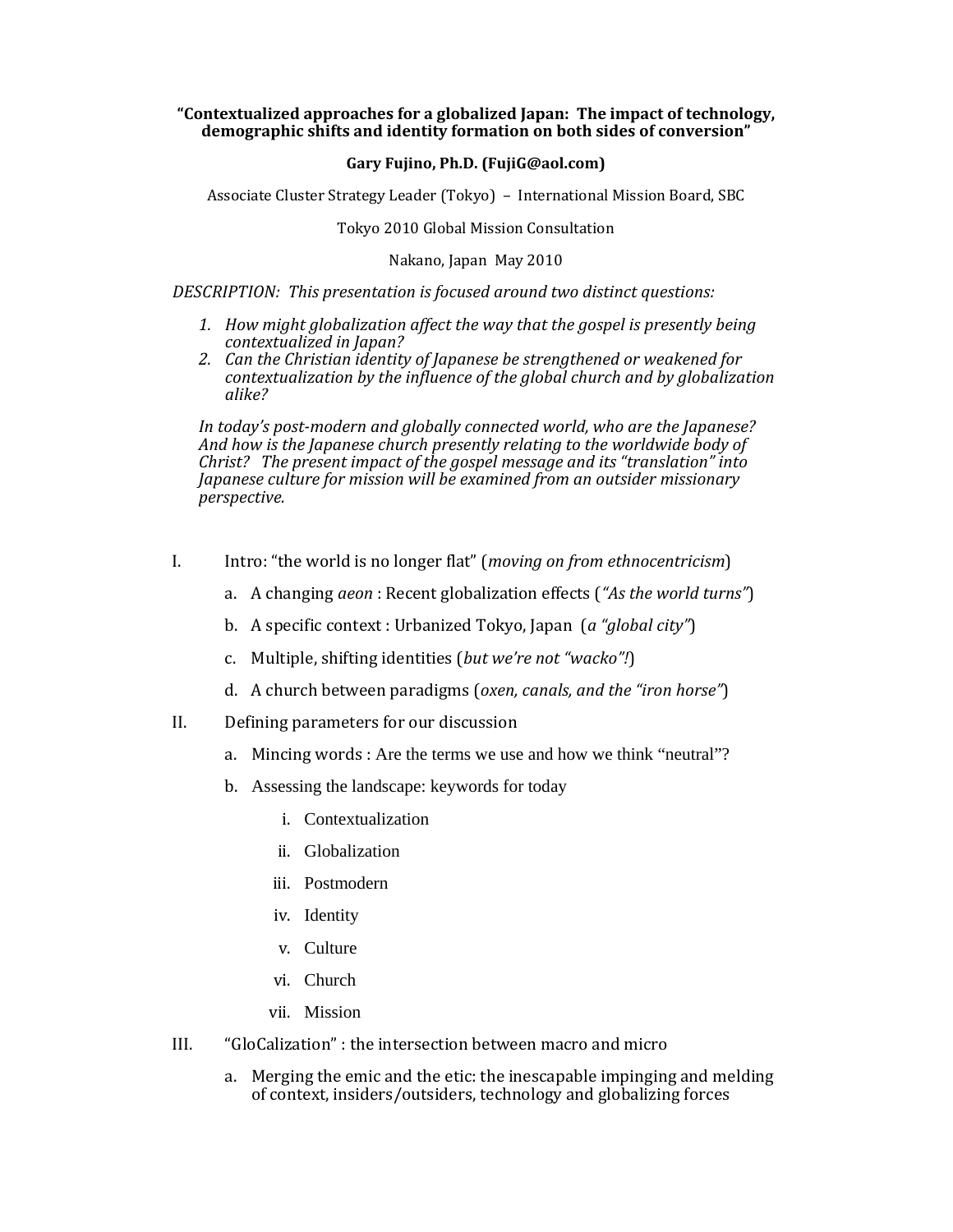# "Contextualized approaches for a globalized Japan: The impact of technology, demographic shifts and identity formation on both sides of conversion"

**Gary Fujino, Ph.D. (FujiG@aol.com)**

Associate Cluster Strategy Leader (Tokyo) – International Mission Board, SBC

Tokyo 2010 Global Mission Consultation

Nakano, Japan May 2010

*DESCRIPTION: This presentation is focused around two distinct questions:*

1. *How might globalization affect the way that the gospel is presently being contextualized in Japan?*
2. *Can the Christian identity of Japanese be strengthened or weakened for contextualization by the influence of the global church and by globalization alike?*

*In today's post-modern and globally connected world, who are the Japanese? And how is the Japanese church presently relating to the worldwide body of Christ? The present impact of the gospel message and its "translation" into Japanese culture for mission will be examined from an outsider missionary perspective.*

I. Intro: "the world is no longer flat" (*moving on from ethnocentricism*)
   - a. A changing *aeon* : Recent globalization effects (*"As the world turns"*)
   - b. A specific context : Urbanized Tokyo, Japan (*a "global city"*)
   - c. Multiple, shifting identities (*but we're not "wacko"!*)
   - d. A church between paradigms (*oxen, canals, and the "iron horse"*)

II. Defining parameters for our discussion
   - a. Mincing words : Are the terms we use and how we think "neutral"?
   - b. Assessing the landscape: keywords for today
     - i. Contextualization
     - ii. Globalization
     - iii. Postmodern
     - iv. Identity
     - v. Culture
     - vi. Church
     - vii. Mission

III. "GloCalization" : the intersection between macro and micro
   - a. Merging the emic and the etic: the inescapable impinging and melding of context, insiders/outsiders, technology and globalizing forces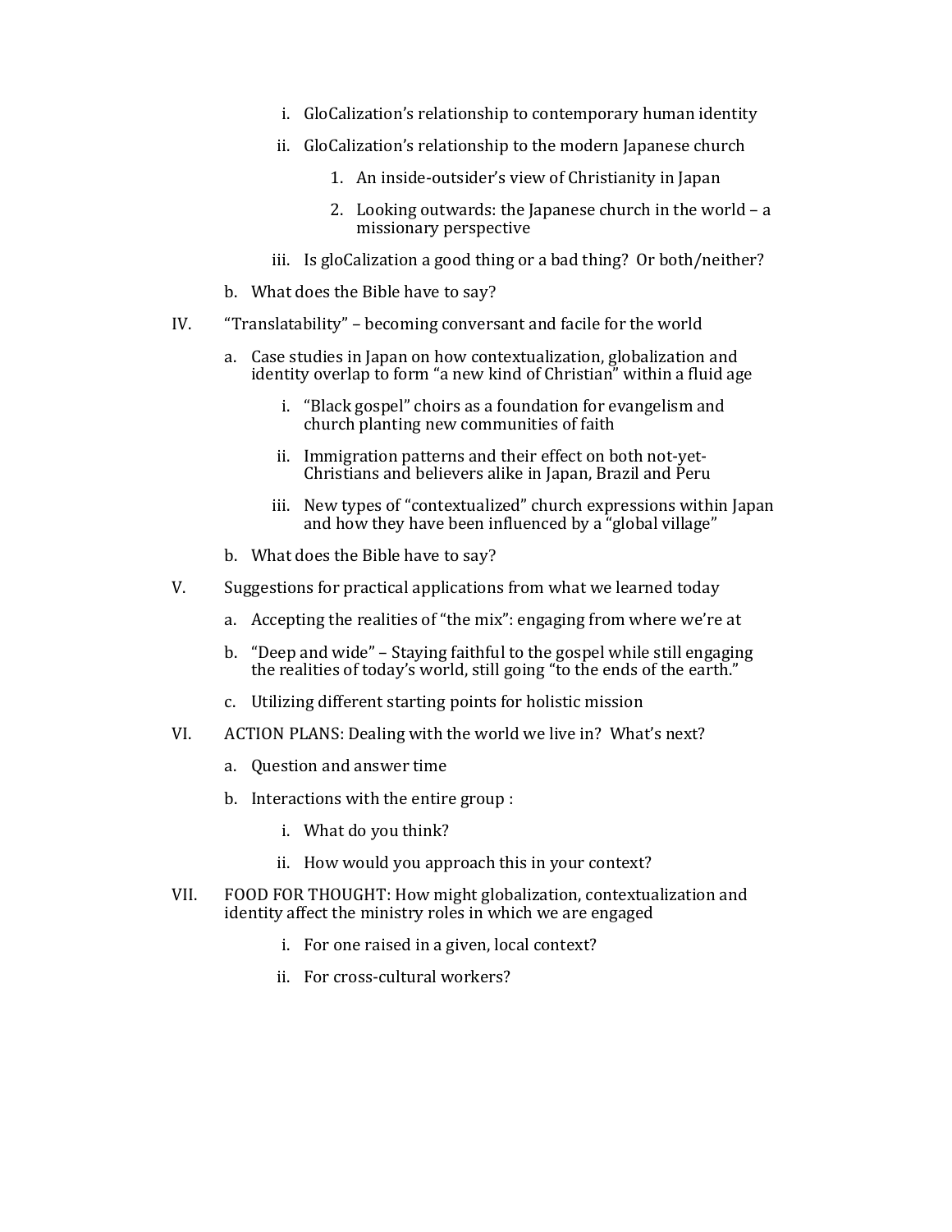- i. GloCalization's relationship to contemporary human identity
   - ii. GloCalization's relationship to the modern Japanese church
     1. An inside-outsider's view of Christianity in Japan
     2. Looking outwards: the Japanese church in the world – a missionary perspective
   - iii. Is gloCalization a good thing or a bad thing? Or both/neither?
 - b. What does the Bible have to say?

IV. "Translatability" – becoming conversant and facile for the world

 - a. Case studies in Japan on how contextualization, globalization and identity overlap to form "a new kind of Christian" within a fluid age
   - i. "Black gospel" choirs as a foundation for evangelism and church planting new communities of faith
   - ii. Immigration patterns and their effect on both not-yet-Christians and believers alike in Japan, Brazil and Peru
   - iii. New types of "contextualized" church expressions within Japan and how they have been influenced by a "global village"
 - b. What does the Bible have to say?

V. Suggestions for practical applications from what we learned today

 - a. Accepting the realities of "the mix": engaging from where we're at
 - b. "Deep and wide" – Staying faithful to the gospel while still engaging the realities of today's world, still going "to the ends of the earth."
 - c. Utilizing different starting points for holistic mission

VI. ACTION PLANS: Dealing with the world we live in? What's next?

 - a. Question and answer time
 - b. Interactions with the entire group :
   - i. What do you think?
   - ii. How would you approach this in your context?

VII. FOOD FOR THOUGHT: How might globalization, contextualization and identity affect the ministry roles in which we are engaged

   - i. For one raised in a given, local context?
   - ii. For cross-cultural workers?